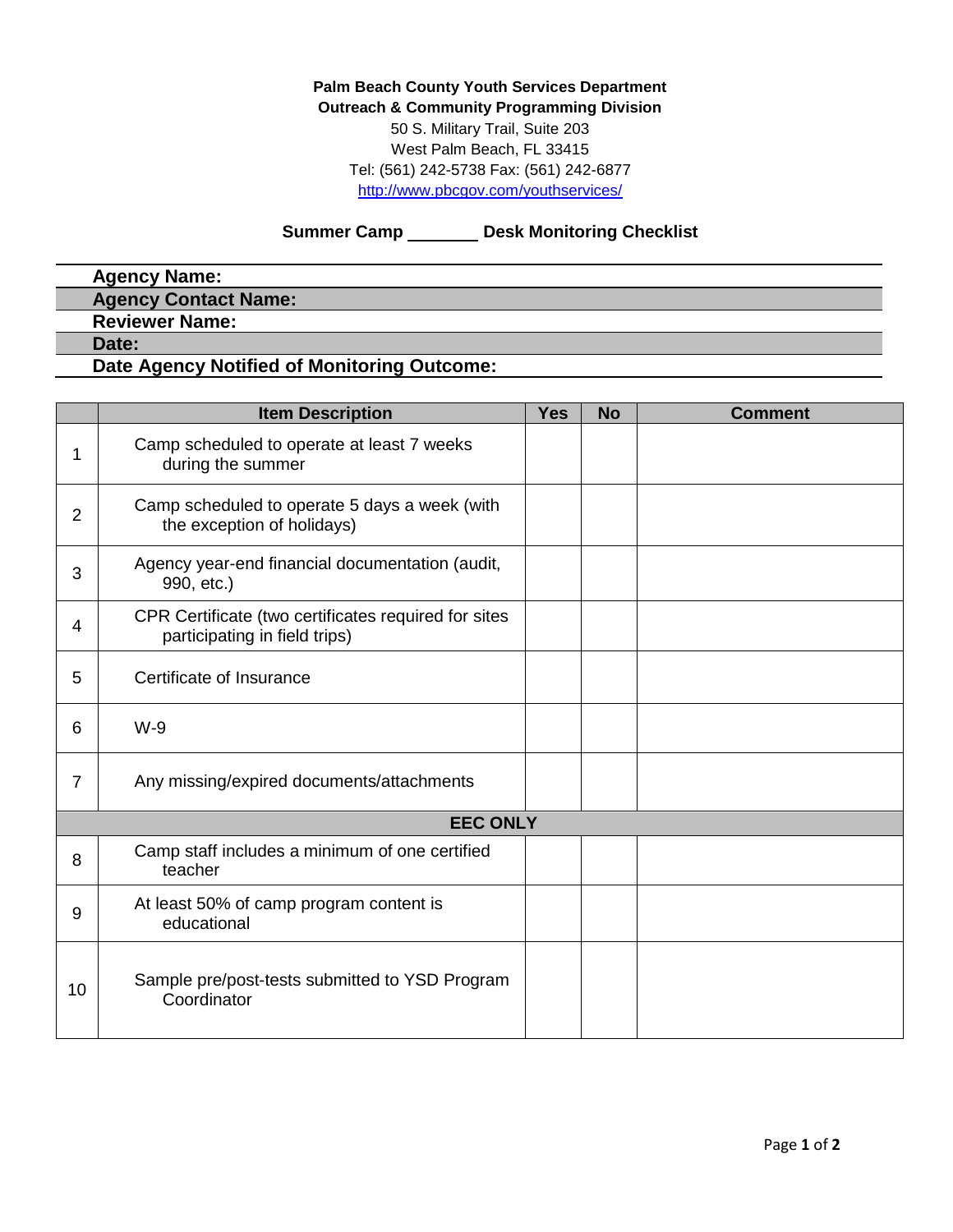**Palm Beach County Youth Services Department**
**Outreach & Community Programming Division**
50 S. Military Trail, Suite 203
West Palm Beach, FL 33415
Tel: (561) 242-5738 Fax: (561) 242-6877
http://www.pbcgov.com/youthservices/

## Summer Camp _______ Desk Monitoring Checklist

**Agency Name:**
**Agency Contact Name:**
**Reviewer Name:**
**Date:**
**Date Agency Notified of Monitoring Outcome:**

| | Item Description | Yes | No | Comment |
|---|---|---|---|---|
| 1 | Camp scheduled to operate at least 7 weeks during the summer | | | |
| 2 | Camp scheduled to operate 5 days a week (with the exception of holidays) | | | |
| 3 | Agency year-end financial documentation (audit, 990, etc.) | | | |
| 4 | CPR Certificate (two certificates required for sites participating in field trips) | | | |
| 5 | Certificate of Insurance | | | |
| 6 | W-9 | | | |
| 7 | Any missing/expired documents/attachments | | | |
| | **EEC ONLY** | | | |
| 8 | Camp staff includes a minimum of one certified teacher | | | |
| 9 | At least 50% of camp program content is educational | | | |
| 10 | Sample pre/post-tests submitted to YSD Program Coordinator | | | |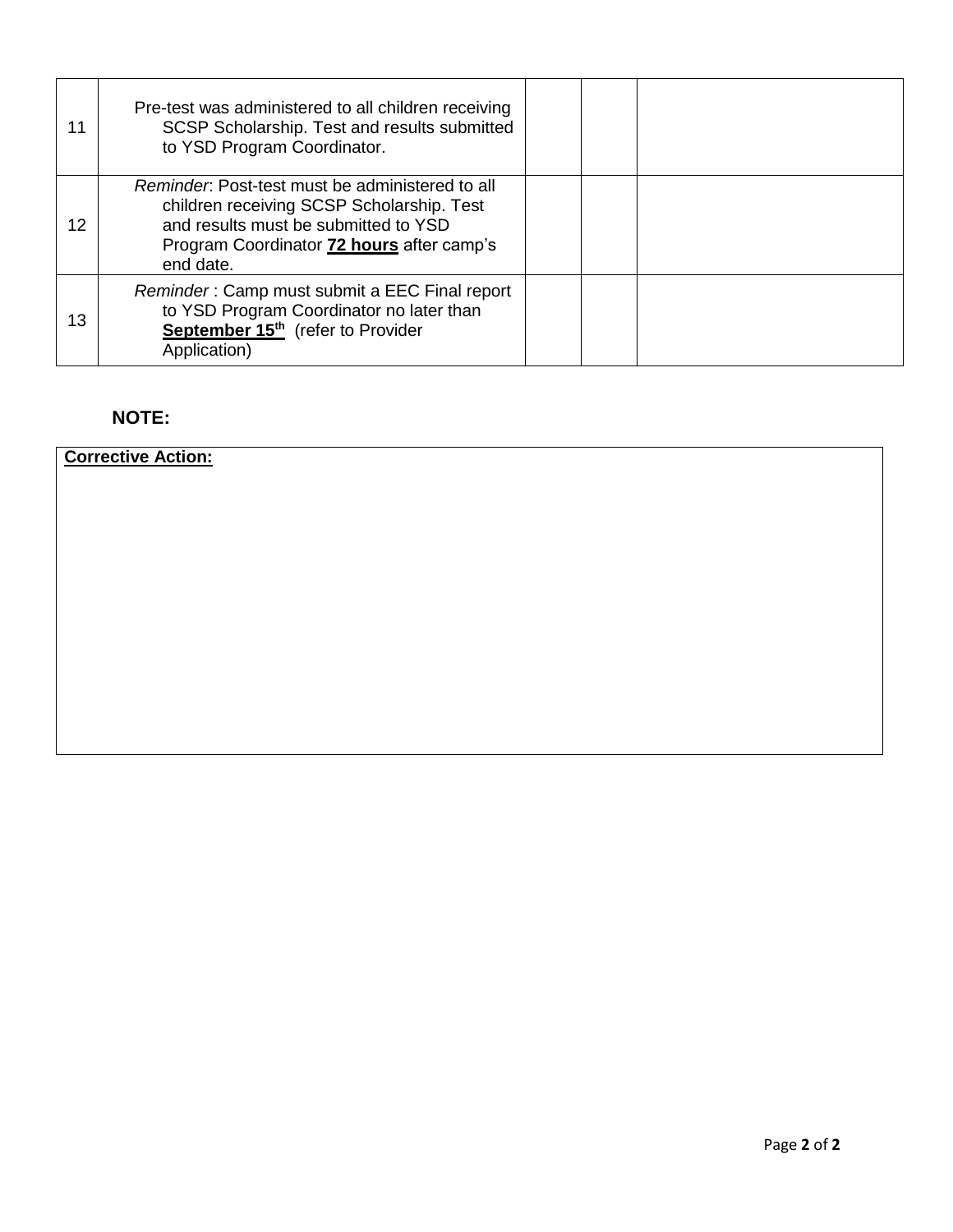| | | | | |
|---|---|---|---|---|
| 11 | Pre-test was administered to all children receiving SCSP Scholarship. Test and results submitted to YSD Program Coordinator. | | | |
| 12 | *Reminder*: Post-test must be administered to all children receiving SCSP Scholarship. Test and results must be submitted to YSD Program Coordinator **72 hours** after camp's end date. | | | |
| 13 | *Reminder* : Camp must submit a EEC Final report to YSD Program Coordinator no later than **September 15th** (refer to Provider Application) | | | |

**NOTE:**

| **Corrective Action:** |
|---|
| |